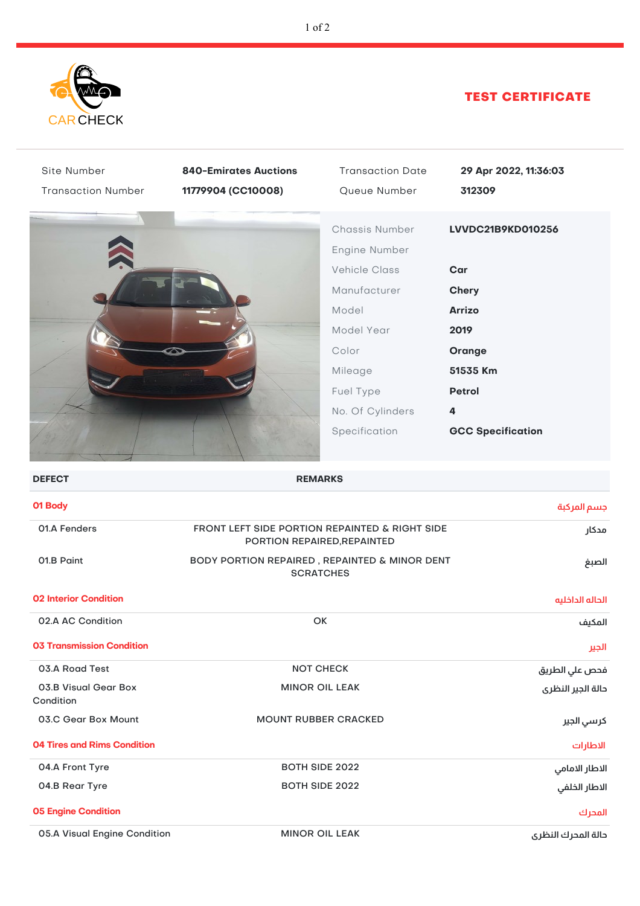CAR CHECK

# TEST CERTIFICATE

| | | | |
|---|---|---|---|
| Site Number | **840-Emirates Auctions** | Transaction Date | **29 Apr 2022, 11:36:03** |
| Transaction Number | **11779904 (CC10008)** | Queue Number | **312309** |

| | |
|---|---|
| Chassis Number | **LVVDC21B9KD010256** |
| Engine Number | |
| Vehicle Class | **Car** |
| Manufacturer | **Chery** |
| Model | **Arrizo** |
| Model Year | **2019** |
| Color | **Orange** |
| Mileage | **51535 Km** |
| Fuel Type | **Petrol** |
| No. Of Cylinders | **4** |
| Specification | **GCC Specification** |

| DEFECT | REMARKS | |
|---|---|---|
| **01 Body** | | جسم المركبة |
| 01.A Fenders | FRONT LEFT SIDE PORTION REPAINTED & RIGHT SIDE PORTION REPAIRED,REPAINTED | مدكار |
| 01.B Paint | BODY PORTION REPAIRED , REPAINTED & MINOR DENT SCRATCHES | الصبغ |
| **02 Interior Condition** | | الحاله الداخليه |
| 02.A AC Condition | OK | المكيف |
| **03 Transmission Condition** | | الجير |
| 03.A Road Test | NOT CHECK | فحص علي الطريق |
| 03.B Visual Gear Box Condition | MINOR OIL LEAK | حالة الجير النظرى |
| 03.C Gear Box Mount | MOUNT RUBBER CRACKED | كرسي الجير |
| **04 Tires and Rims Condition** | | الاطارات |
| 04.A Front Tyre | BOTH SIDE 2022 | الاطار الامامي |
| 04.B Rear Tyre | BOTH SIDE 2022 | الاطار الخلفي |
| **05 Engine Condition** | | المحرك |
| 05.A Visual Engine Condition | MINOR OIL LEAK | حالة المحرك النظرى |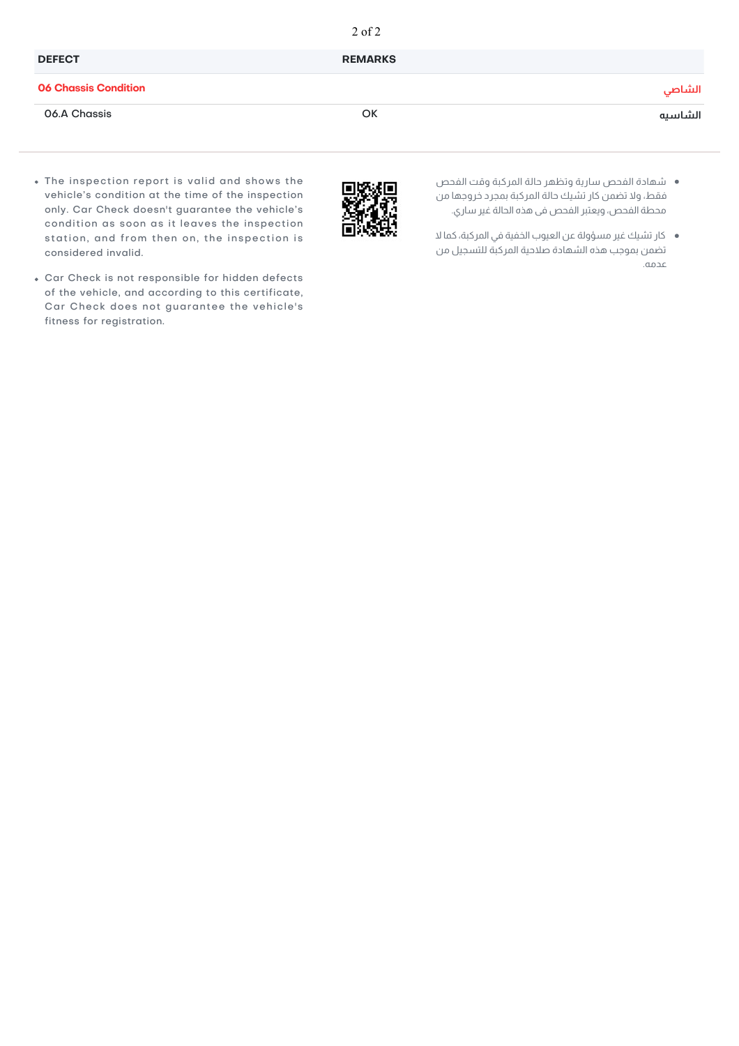| DEFECT | REMARKS | |
|---|---|---|
| **06 Chassis Condition** | | **الشاصي** |
| 06.A Chassis | OK | الشاسيه |

- The inspection report is valid and shows the vehicle's condition at the time of the inspection only. Car Check doesn't guarantee the vehicle's condition as soon as it leaves the inspection station, and from then on, the inspection is considered invalid.
- Car Check is not responsible for hidden defects of the vehicle, and according to this certificate, Car Check does not guarantee the vehicle's fitness for registration.

- شهادة الفحص سارية وتظهر حالة المركبة وقت الفحص فقط، ولا تضمن كار تشيك حالة المركبة بمجرد خروجها من محطة الفحص، ويعتبر الفحص في هذه الحالة غير ساري.
- كار تشيك غير مسؤولة عن العيوب الخفية في المركبة، كما لا تضمن بموجب هذه الشهادة صلاحية المركبة للتسجيل من عدمه.